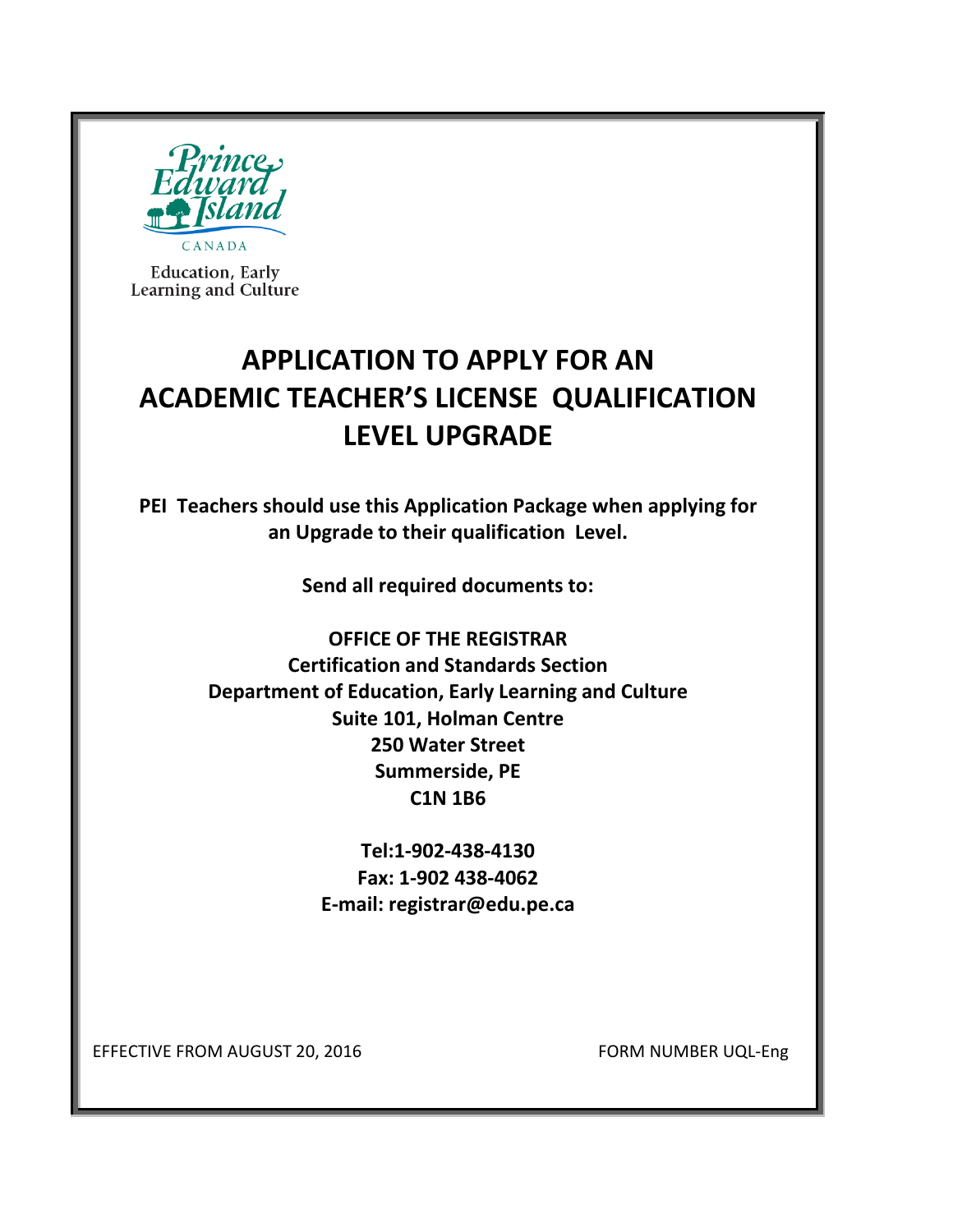Prince Edward Island

CANADA

Education, Early Learning and Culture

# APPLICATION TO APPLY FOR AN ACADEMIC TEACHER'S LICENSE QUALIFICATION LEVEL UPGRADE

**PEI Teachers should use this Application Package when applying for an Upgrade to their qualification Level.**

**Send all required documents to:**

**OFFICE OF THE REGISTRAR**
**Certification and Standards Section**
**Department of Education, Early Learning and Culture**
**Suite 101, Holman Centre**
**250 Water Street**
**Summerside, PE**
**C1N 1B6**

**Tel:1-902-438-4130**
**Fax: 1-902 438-4062**
**E-mail: registrar@edu.pe.ca**

EFFECTIVE FROM AUGUST 20, 2016

FORM NUMBER UQL-Eng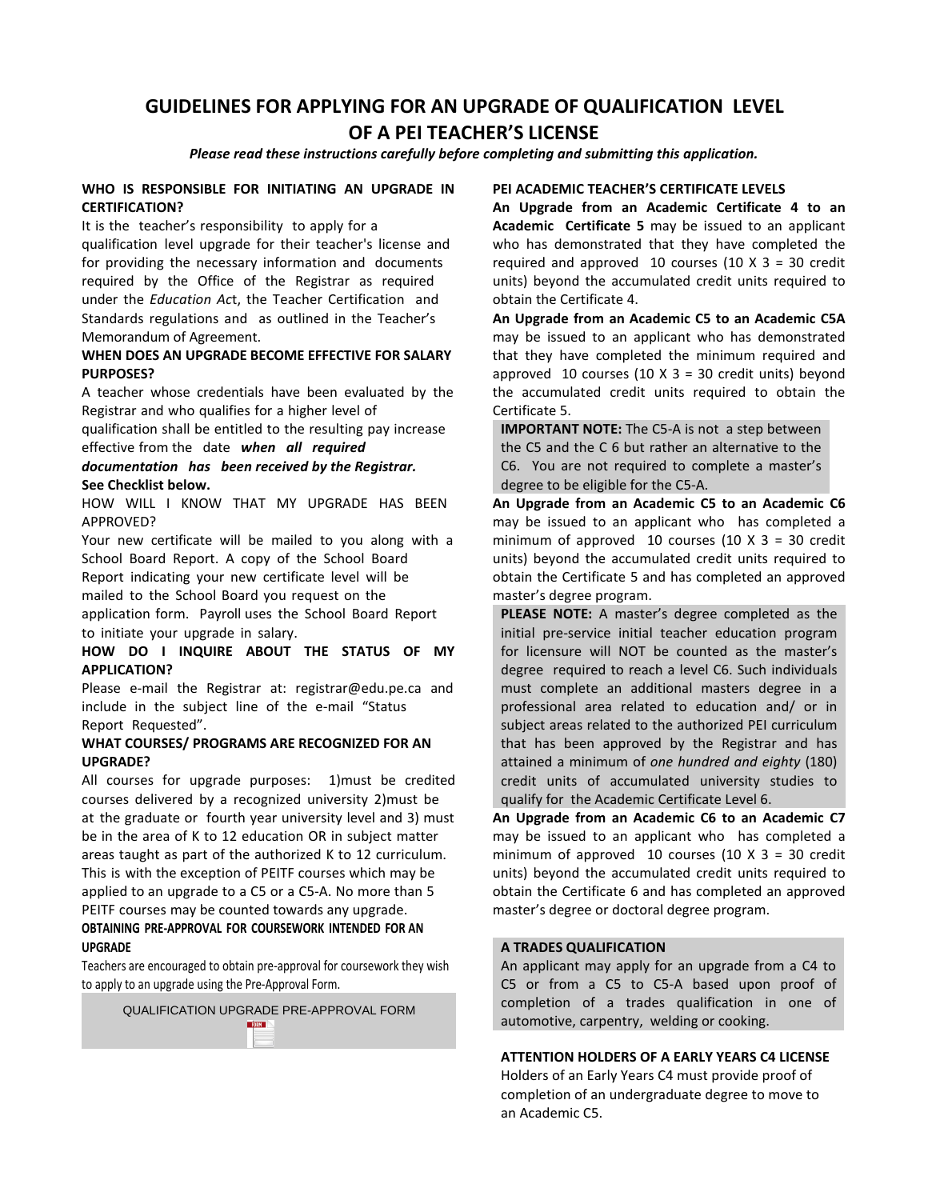# GUIDELINES FOR APPLYING FOR AN UPGRADE OF QUALIFICATION LEVEL OF A PEI TEACHER'S LICENSE

***Please read these instructions carefully before completing and submitting this application.***

**WHO IS RESPONSIBLE FOR INITIATING AN UPGRADE IN CERTIFICATION?**

It is the teacher's responsibility to apply for a qualification level upgrade for their teacher's license and for providing the necessary information and documents required by the Office of the Registrar as required under the *Education Ac*t, the Teacher Certification and Standards regulations and as outlined in the Teacher's Memorandum of Agreement.

**WHEN DOES AN UPGRADE BECOME EFFECTIVE FOR SALARY PURPOSES?**

A teacher whose credentials have been evaluated by the Registrar and who qualifies for a higher level of qualification shall be entitled to the resulting pay increase effective from the date ***when all required documentation has been received by the Registrar.***
**See Checklist below.**

HOW WILL I KNOW THAT MY UPGRADE HAS BEEN APPROVED?

Your new certificate will be mailed to you along with a School Board Report. A copy of the School Board Report indicating your new certificate level will be mailed to the School Board you request on the application form. Payroll uses the School Board Report to initiate your upgrade in salary.

**HOW DO I INQUIRE ABOUT THE STATUS OF MY APPLICATION?**

Please e-mail the Registrar at: registrar@edu.pe.ca and include in the subject line of the e-mail "Status Report Requested".

**WHAT COURSES/ PROGRAMS ARE RECOGNIZED FOR AN UPGRADE?**

All courses for upgrade purposes: 1)must be credited courses delivered by a recognized university 2)must be at the graduate or fourth year university level and 3) must be in the area of K to 12 education OR in subject matter areas taught as part of the authorized K to 12 curriculum. This is with the exception of PEITF courses which may be applied to an upgrade to a C5 or a C5-A. No more than 5 PEITF courses may be counted towards any upgrade.

**OBTAINING PRE-APPROVAL FOR COURSEWORK INTENDED FOR AN UPGRADE**

Teachers are encouraged to obtain pre-approval for coursework they wish to apply to an upgrade using the Pre-Approval Form.

QUALIFICATION UPGRADE PRE-APPROVAL FORM

**PEI ACADEMIC TEACHER'S CERTIFICATE LEVELS**

**An Upgrade from an Academic Certificate 4 to an Academic Certificate 5** may be issued to an applicant who has demonstrated that they have completed the required and approved 10 courses (10 X 3 = 30 credit units) beyond the accumulated credit units required to obtain the Certificate 4.

**An Upgrade from an Academic C5 to an Academic C5A** may be issued to an applicant who has demonstrated that they have completed the minimum required and approved 10 courses (10 X 3 = 30 credit units) beyond the accumulated credit units required to obtain the Certificate 5.

**IMPORTANT NOTE:** The C5-A is not a step between the C5 and the C 6 but rather an alternative to the C6. You are not required to complete a master's degree to be eligible for the C5-A.

**An Upgrade from an Academic C5 to an Academic C6** may be issued to an applicant who has completed a minimum of approved 10 courses (10 X 3 = 30 credit units) beyond the accumulated credit units required to obtain the Certificate 5 and has completed an approved master's degree program.

**PLEASE NOTE:** A master's degree completed as the initial pre-service initial teacher education program for licensure will NOT be counted as the master's degree required to reach a level C6. Such individuals must complete an additional masters degree in a professional area related to education and/ or in subject areas related to the authorized PEI curriculum that has been approved by the Registrar and has attained a minimum of *one hundred and eighty* (180) credit units of accumulated university studies to qualify for the Academic Certificate Level 6.

**An Upgrade from an Academic C6 to an Academic C7** may be issued to an applicant who has completed a minimum of approved 10 courses (10 X 3 = 30 credit units) beyond the accumulated credit units required to obtain the Certificate 6 and has completed an approved master's degree or doctoral degree program.

**A TRADES QUALIFICATION**

An applicant may apply for an upgrade from a C4 to C5 or from a C5 to C5-A based upon proof of completion of a trades qualification in one of automotive, carpentry, welding or cooking.

**ATTENTION HOLDERS OF A EARLY YEARS C4 LICENSE**

Holders of an Early Years C4 must provide proof of completion of an undergraduate degree to move to an Academic C5.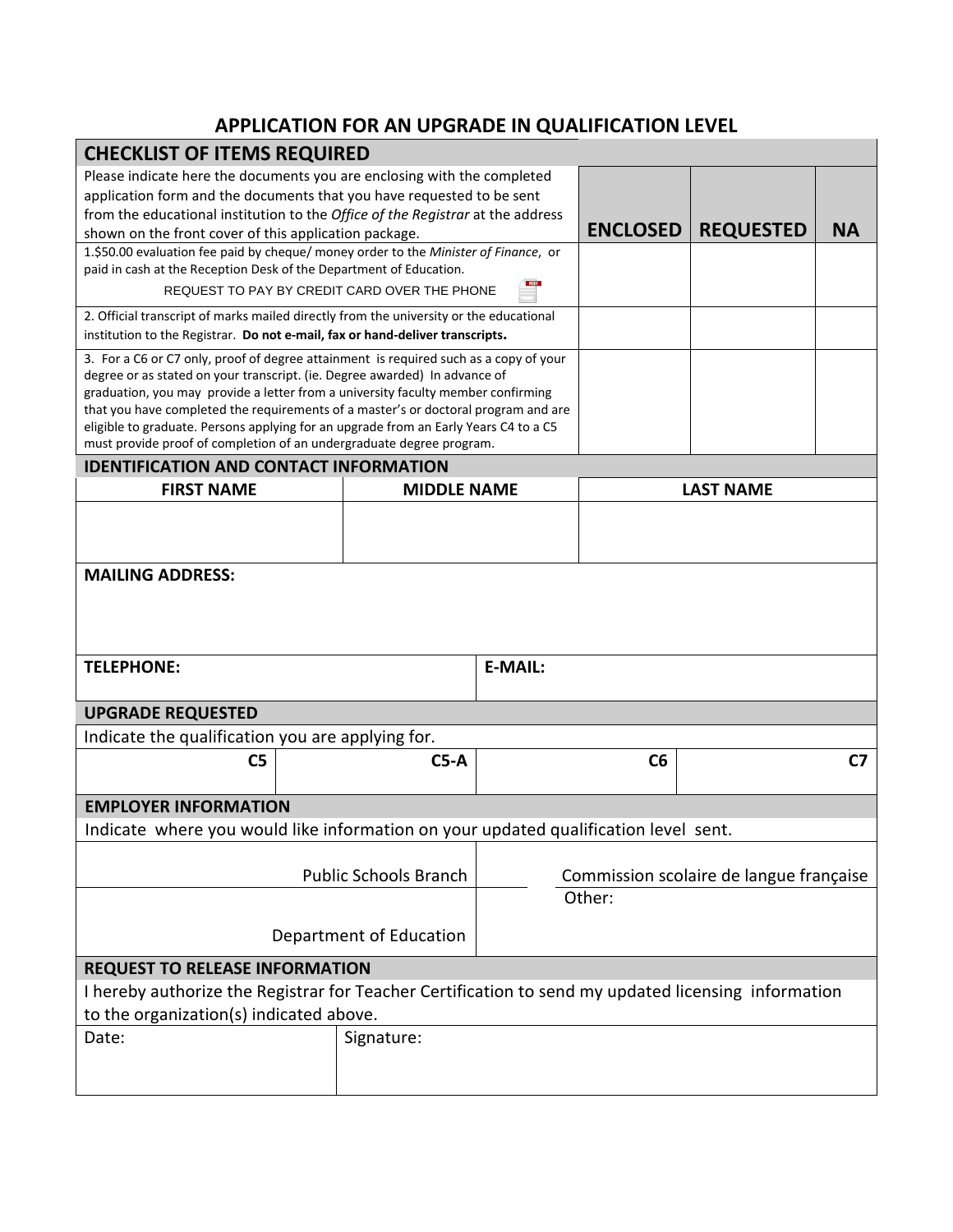# APPLICATION FOR AN UPGRADE IN QUALIFICATION LEVEL

## CHECKLIST OF ITEMS REQUIRED

| Please indicate here the documents you are enclosing with the completed application form and the documents that you have requested to be sent from the educational institution to the *Office of the Registrar* at the address shown on the front cover of this application package. | ENCLOSED | REQUESTED | NA |
|---|---|---|---|
| 1.$50.00 evaluation fee paid by cheque/ money order to the *Minister of Finance*, or paid in cash at the Reception Desk of the Department of Education. REQUEST TO PAY BY CREDIT CARD OVER THE PHONE | | | |
| 2. Official transcript of marks mailed directly from the university or the educational institution to the Registrar. **Do not e-mail, fax or hand-deliver transcripts.** | | | |
| 3. For a C6 or C7 only, proof of degree attainment is required such as a copy of your degree or as stated on your transcript. (ie. Degree awarded) In advance of graduation, you may provide a letter from a university faculty member confirming that you have completed the requirements of a master's or doctoral program and are eligible to graduate. Persons applying for an upgrade from an Early Years C4 to a C5 must provide proof of completion of an undergraduate degree program. | | | |

## IDENTIFICATION AND CONTACT INFORMATION

| FIRST NAME | MIDDLE NAME | LAST NAME |
|---|---|---|
| | | |

**MAILING ADDRESS:**

| | |
|---|---|
| **TELEPHONE:** | **E-MAIL:** |

## UPGRADE REQUESTED

Indicate the qualification you are applying for.

| | | | |
|---|---|---|---|
| C5 | C5-A | C6 | C7 |

## EMPLOYER INFORMATION

Indicate where you would like information on your updated qualification level sent.

| | |
|---|---|
| Public Schools Branch | Commission scolaire de langue française |
| Department of Education | Other: |

## REQUEST TO RELEASE INFORMATION

I hereby authorize the Registrar for Teacher Certification to send my updated licensing information to the organization(s) indicated above.

| | |
|---|---|
| Date: | Signature: |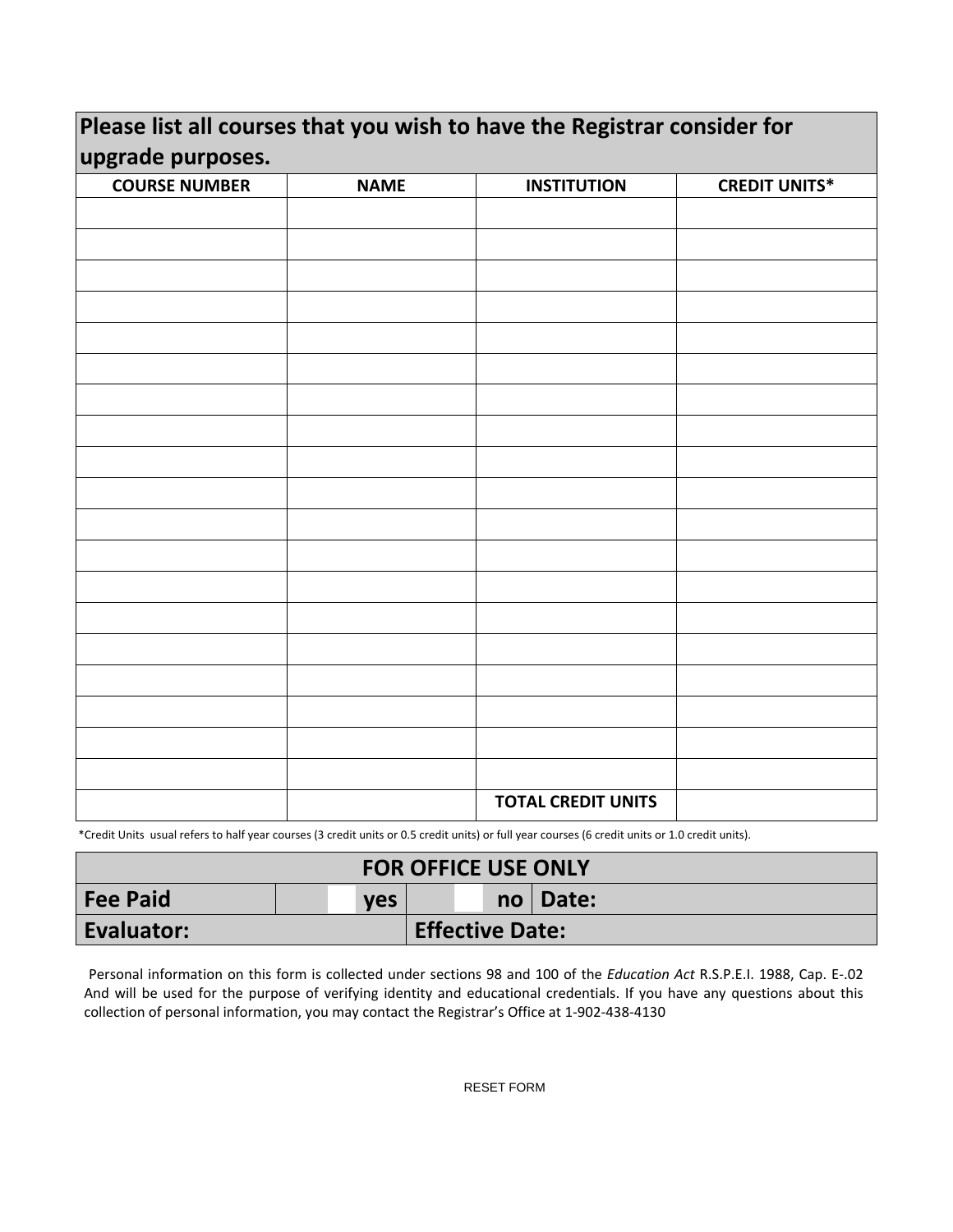## Please list all courses that you wish to have the Registrar consider for upgrade purposes.

| COURSE NUMBER | NAME | INSTITUTION | CREDIT UNITS* |
|---|---|---|---|
| | | | |
| | | | |
| | | | |
| | | | |
| | | | |
| | | | |
| | | | |
| | | | |
| | | | |
| | | | |
| | | | |
| | | | |
| | | | |
| | | | |
| | | | |
| | | | |
| | | | |
| | | | |
| | | | |
| | | TOTAL CREDIT UNITS | |

*Credit Units usual refers to half year courses (3 credit units or 0.5 credit units) or full year courses (6 credit units or 1.0 credit units).

| FOR OFFICE USE ONLY | | | |
|---|---|---|---|
| **Fee Paid** | **yes** | **no** | **Date:** |
| **Evaluator:** | | **Effective Date:** | |

Personal information on this form is collected under sections 98 and 100 of the *Education Act* R.S.P.E.I. 1988, Cap. E-.02 And will be used for the purpose of verifying identity and educational credentials. If you have any questions about this collection of personal information, you may contact the Registrar's Office at 1-902-438-4130

RESET FORM